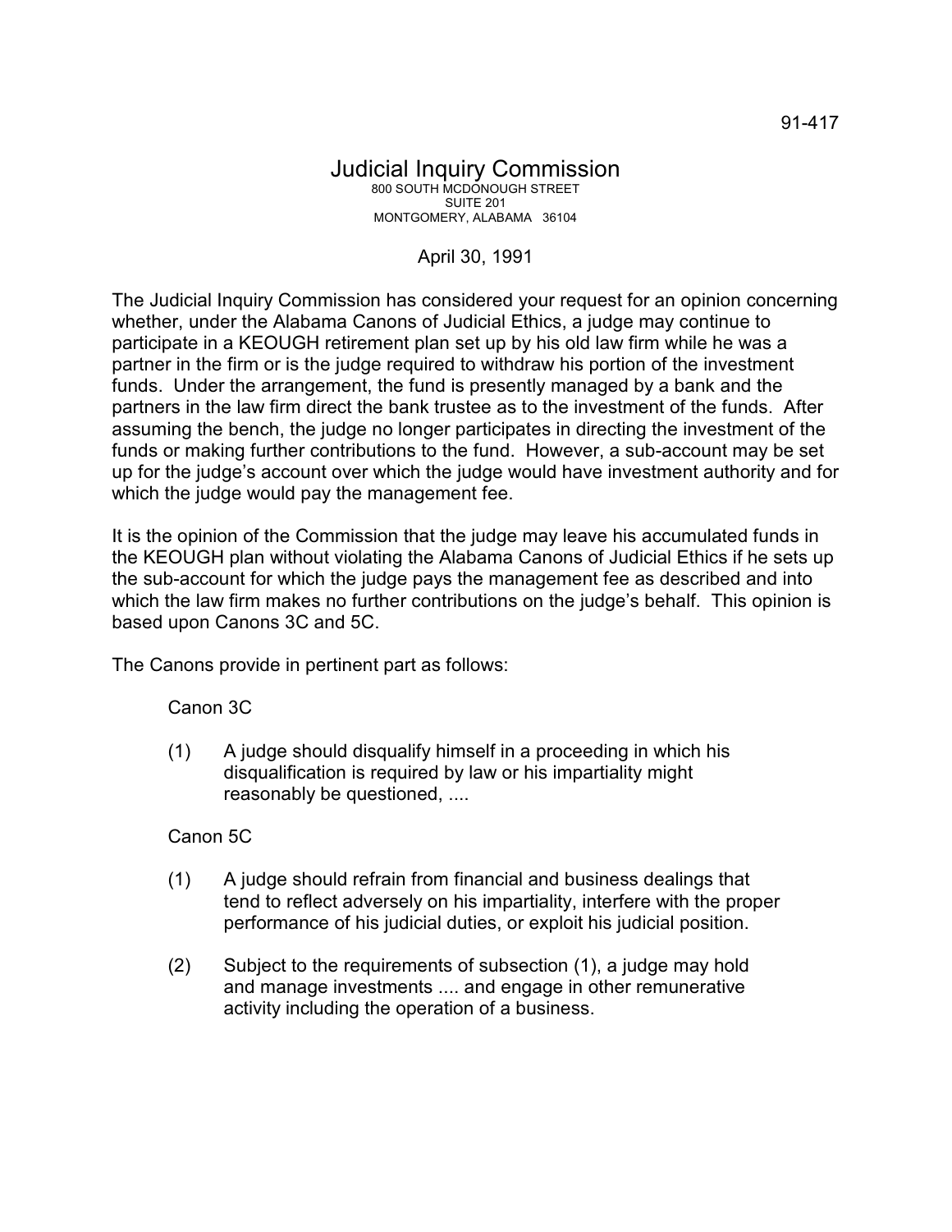91-417

# Judicial Inquiry Commission

800 SOUTH MCDONOUGH STREET
SUITE 201
MONTGOMERY, ALABAMA 36104

April 30, 1991

The Judicial Inquiry Commission has considered your request for an opinion concerning whether, under the Alabama Canons of Judicial Ethics, a judge may continue to participate in a KEOUGH retirement plan set up by his old law firm while he was a partner in the firm or is the judge required to withdraw his portion of the investment funds. Under the arrangement, the fund is presently managed by a bank and the partners in the law firm direct the bank trustee as to the investment of the funds. After assuming the bench, the judge no longer participates in directing the investment of the funds or making further contributions to the fund. However, a sub-account may be set up for the judge's account over which the judge would have investment authority and for which the judge would pay the management fee.

It is the opinion of the Commission that the judge may leave his accumulated funds in the KEOUGH plan without violating the Alabama Canons of Judicial Ethics if he sets up the sub-account for which the judge pays the management fee as described and into which the law firm makes no further contributions on the judge's behalf. This opinion is based upon Canons 3C and 5C.

The Canons provide in pertinent part as follows:

Canon 3C

(1) A judge should disqualify himself in a proceeding in which his disqualification is required by law or his impartiality might reasonably be questioned, ....

Canon 5C

(1) A judge should refrain from financial and business dealings that tend to reflect adversely on his impartiality, interfere with the proper performance of his judicial duties, or exploit his judicial position.

(2) Subject to the requirements of subsection (1), a judge may hold and manage investments .... and engage in other remunerative activity including the operation of a business.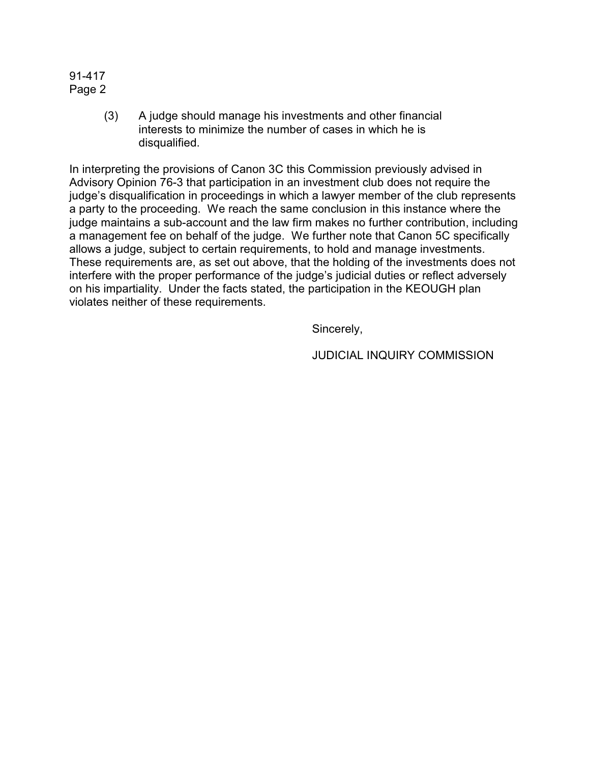(3) A judge should manage his investments and other financial interests to minimize the number of cases in which he is disqualified.

In interpreting the provisions of Canon 3C this Commission previously advised in Advisory Opinion 76-3 that participation in an investment club does not require the judge's disqualification in proceedings in which a lawyer member of the club represents a party to the proceeding. We reach the same conclusion in this instance where the judge maintains a sub-account and the law firm makes no further contribution, including a management fee on behalf of the judge. We further note that Canon 5C specifically allows a judge, subject to certain requirements, to hold and manage investments. These requirements are, as set out above, that the holding of the investments does not interfere with the proper performance of the judge's judicial duties or reflect adversely on his impartiality. Under the facts stated, the participation in the KEOUGH plan violates neither of these requirements.

Sincerely,

JUDICIAL INQUIRY COMMISSION